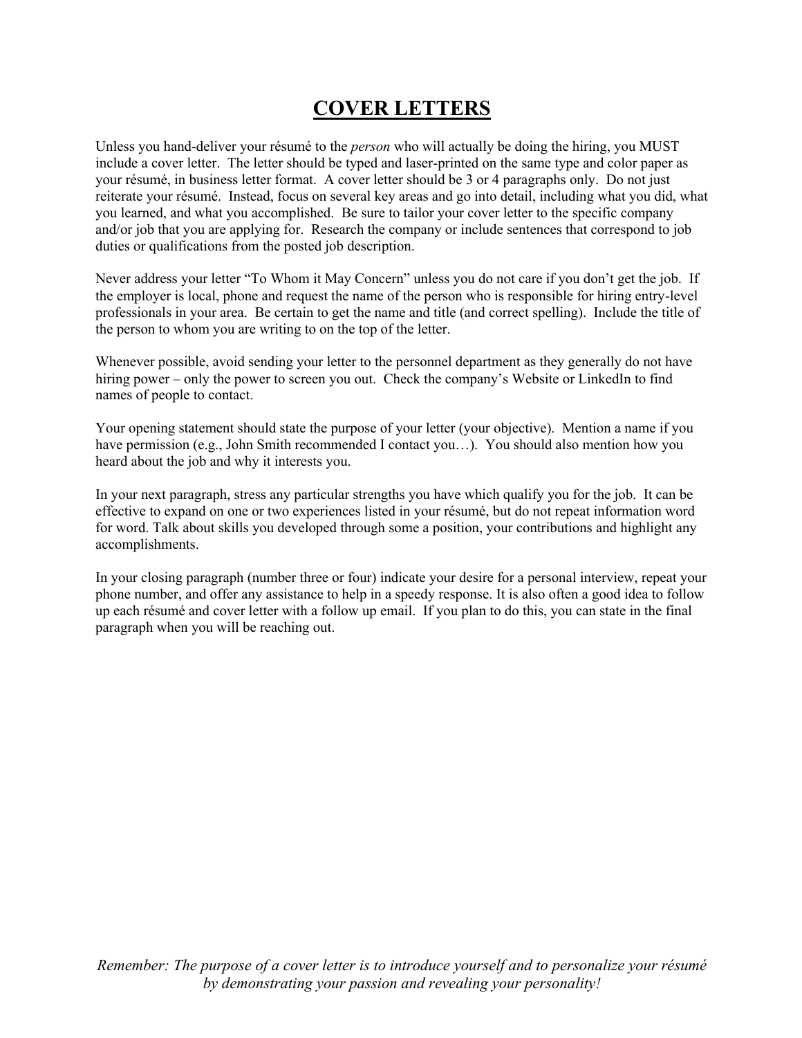# COVER LETTERS

Unless you hand-deliver your résumé to the *person* who will actually be doing the hiring, you MUST include a cover letter. The letter should be typed and laser-printed on the same type and color paper as your résumé, in business letter format. A cover letter should be 3 or 4 paragraphs only. Do not just reiterate your résumé. Instead, focus on several key areas and go into detail, including what you did, what you learned, and what you accomplished. Be sure to tailor your cover letter to the specific company and/or job that you are applying for. Research the company or include sentences that correspond to job duties or qualifications from the posted job description.

Never address your letter "To Whom it May Concern" unless you do not care if you don't get the job. If the employer is local, phone and request the name of the person who is responsible for hiring entry-level professionals in your area. Be certain to get the name and title (and correct spelling). Include the title of the person to whom you are writing to on the top of the letter.

Whenever possible, avoid sending your letter to the personnel department as they generally do not have hiring power – only the power to screen you out. Check the company's Website or LinkedIn to find names of people to contact.

Your opening statement should state the purpose of your letter (your objective). Mention a name if you have permission (e.g., John Smith recommended I contact you…). You should also mention how you heard about the job and why it interests you.

In your next paragraph, stress any particular strengths you have which qualify you for the job. It can be effective to expand on one or two experiences listed in your résumé, but do not repeat information word for word. Talk about skills you developed through some a position, your contributions and highlight any accomplishments.

In your closing paragraph (number three or four) indicate your desire for a personal interview, repeat your phone number, and offer any assistance to help in a speedy response. It is also often a good idea to follow up each résumé and cover letter with a follow up email. If you plan to do this, you can state in the final paragraph when you will be reaching out.

*Remember: The purpose of a cover letter is to introduce yourself and to personalize your résumé by demonstrating your passion and revealing your personality!*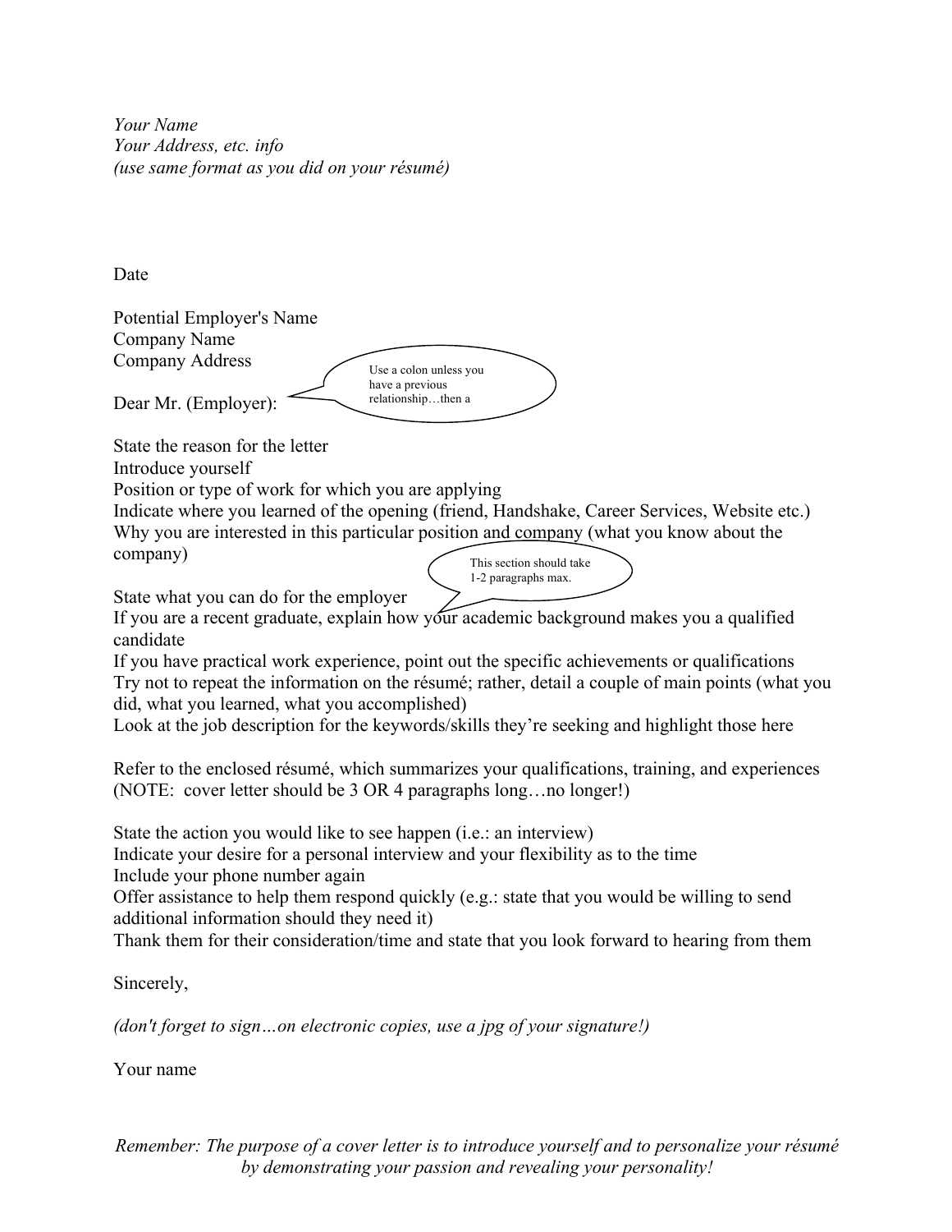*Your Name*
*Your Address, etc. info*
*(use same format as you did on your résumé)*

Date

Potential Employer's Name
Company Name
Company Address

Dear Mr. (Employer):

> Use a colon unless you have a previous relationship…then a

State the reason for the letter
Introduce yourself
Position or type of work for which you are applying
Indicate where you learned of the opening (friend, Handshake, Career Services, Website etc.)
Why you are interested in this particular position and company (what you know about the company)

> This section should take 1-2 paragraphs max.

State what you can do for the employer
If you are a recent graduate, explain how your academic background makes you a qualified candidate
If you have practical work experience, point out the specific achievements or qualifications
Try not to repeat the information on the résumé; rather, detail a couple of main points (what you did, what you learned, what you accomplished)
Look at the job description for the keywords/skills they're seeking and highlight those here

Refer to the enclosed résumé, which summarizes your qualifications, training, and experiences
(NOTE: cover letter should be 3 OR 4 paragraphs long…no longer!)

State the action you would like to see happen (i.e.: an interview)
Indicate your desire for a personal interview and your flexibility as to the time
Include your phone number again
Offer assistance to help them respond quickly (e.g.: state that you would be willing to send additional information should they need it)
Thank them for their consideration/time and state that you look forward to hearing from them

Sincerely,

*(don't forget to sign…on electronic copies, use a jpg of your signature!)*

Your name

*Remember: The purpose of a cover letter is to introduce yourself and to personalize your résumé by demonstrating your passion and revealing your personality!*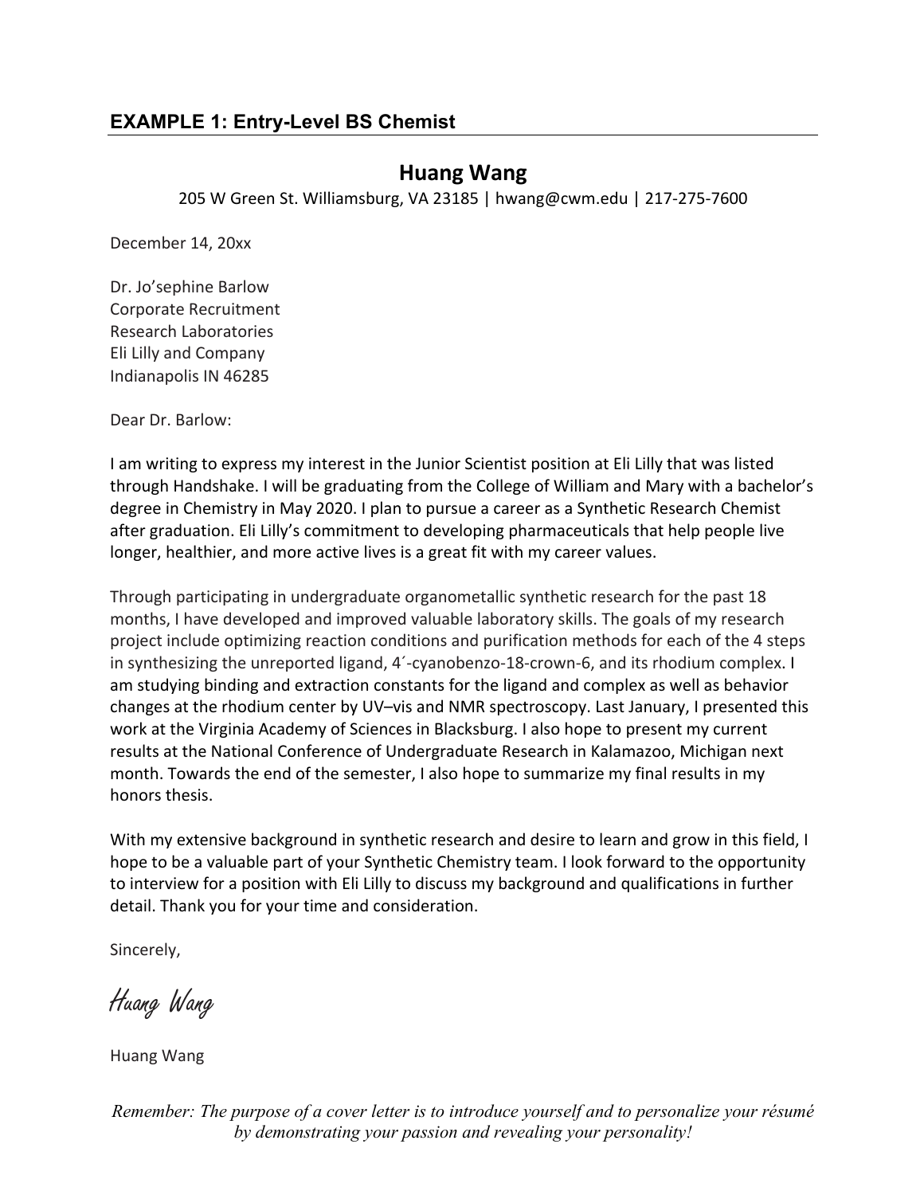## EXAMPLE 1: Entry-Level BS Chemist

**Huang Wang**

205 W Green St. Williamsburg, VA 23185 | hwang@cwm.edu | 217-275-7600

December 14, 20xx

Dr. Jo'sephine Barlow
Corporate Recruitment
Research Laboratories
Eli Lilly and Company
Indianapolis IN 46285

Dear Dr. Barlow:

I am writing to express my interest in the Junior Scientist position at Eli Lilly that was listed through Handshake. I will be graduating from the College of William and Mary with a bachelor's degree in Chemistry in May 2020. I plan to pursue a career as a Synthetic Research Chemist after graduation. Eli Lilly's commitment to developing pharmaceuticals that help people live longer, healthier, and more active lives is a great fit with my career values.

Through participating in undergraduate organometallic synthetic research for the past 18 months, I have developed and improved valuable laboratory skills. The goals of my research project include optimizing reaction conditions and purification methods for each of the 4 steps in synthesizing the unreported ligand, 4´-cyanobenzo-18-crown-6, and its rhodium complex. I am studying binding and extraction constants for the ligand and complex as well as behavior changes at the rhodium center by UV–vis and NMR spectroscopy. Last January, I presented this work at the Virginia Academy of Sciences in Blacksburg. I also hope to present my current results at the National Conference of Undergraduate Research in Kalamazoo, Michigan next month. Towards the end of the semester, I also hope to summarize my final results in my honors thesis.

With my extensive background in synthetic research and desire to learn and grow in this field, I hope to be a valuable part of your Synthetic Chemistry team. I look forward to the opportunity to interview for a position with Eli Lilly to discuss my background and qualifications in further detail. Thank you for your time and consideration.

Sincerely,

*Huang Wang*

Huang Wang

*Remember: The purpose of a cover letter is to introduce yourself and to personalize your résumé by demonstrating your passion and revealing your personality!*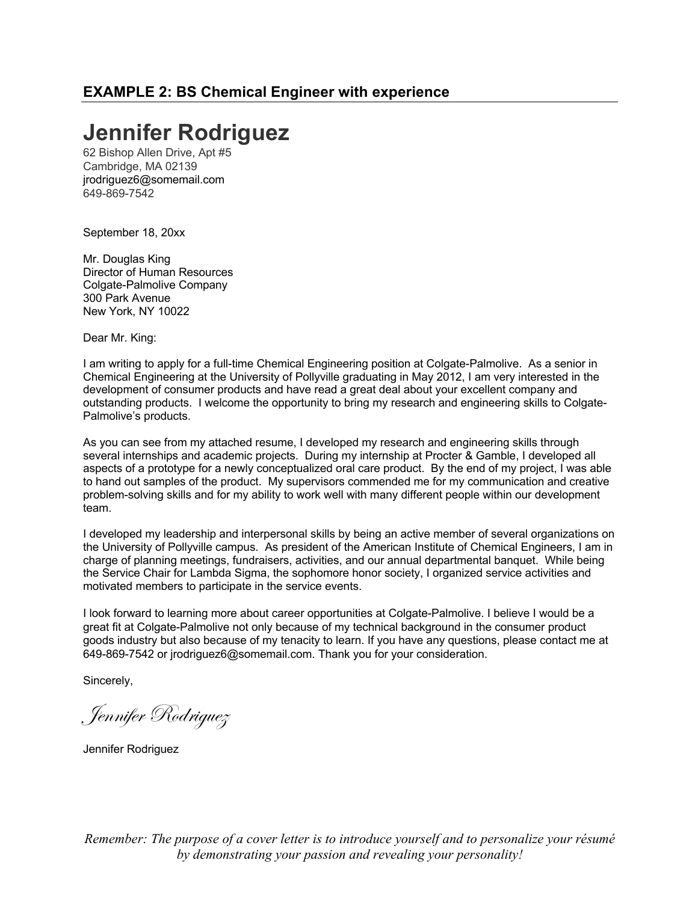### EXAMPLE 2: BS Chemical Engineer with experience

# Jennifer Rodriguez

62 Bishop Allen Drive, Apt #5
Cambridge, MA 02139
jrodriguez6@somemail.com
649-869-7542

September 18, 20xx

Mr. Douglas King
Director of Human Resources
Colgate-Palmolive Company
300 Park Avenue
New York, NY 10022

Dear Mr. King:

I am writing to apply for a full-time Chemical Engineering position at Colgate-Palmolive. As a senior in Chemical Engineering at the University of Pollyville graduating in May 2012, I am very interested in the development of consumer products and have read a great deal about your excellent company and outstanding products. I welcome the opportunity to bring my research and engineering skills to Colgate-Palmolive's products.

As you can see from my attached resume, I developed my research and engineering skills through several internships and academic projects. During my internship at Procter & Gamble, I developed all aspects of a prototype for a newly conceptualized oral care product. By the end of my project, I was able to hand out samples of the product. My supervisors commended me for my communication and creative problem-solving skills and for my ability to work well with many different people within our development team.

I developed my leadership and interpersonal skills by being an active member of several organizations on the University of Pollyville campus. As president of the American Institute of Chemical Engineers, I am in charge of planning meetings, fundraisers, activities, and our annual departmental banquet. While being the Service Chair for Lambda Sigma, the sophomore honor society, I organized service activities and motivated members to participate in the service events.

I look forward to learning more about career opportunities at Colgate-Palmolive. I believe I would be a great fit at Colgate-Palmolive not only because of my technical background in the consumer product goods industry but also because of my tenacity to learn. If you have any questions, please contact me at 649-869-7542 or jrodriguez6@somemail.com. Thank you for your consideration.

Sincerely,

*Jennifer Rodriguez*

Jennifer Rodriguez

*Remember: The purpose of a cover letter is to introduce yourself and to personalize your résumé by demonstrating your passion and revealing your personality!*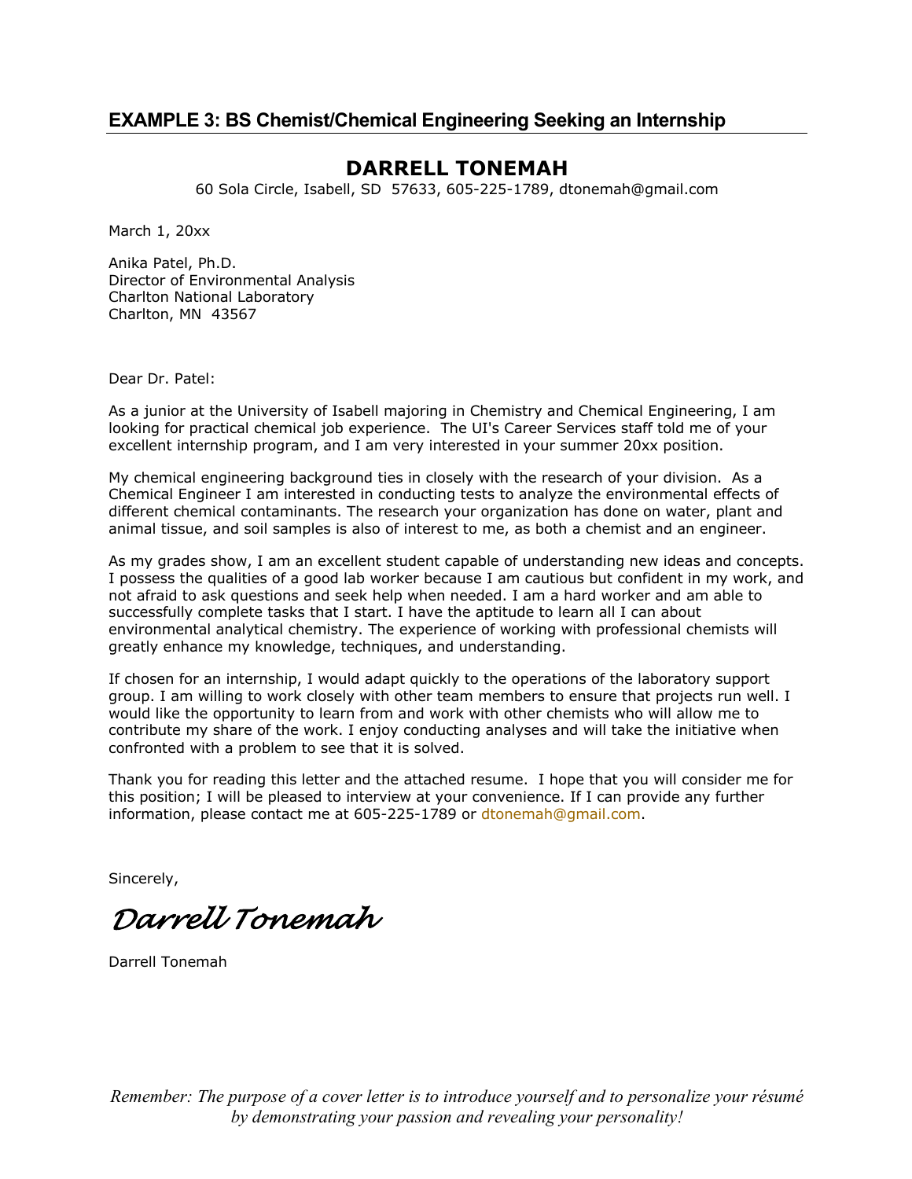## EXAMPLE 3: BS Chemist/Chemical Engineering Seeking an Internship

---

# DARRELL TONEMAH

60 Sola Circle, Isabell, SD 57633, 605-225-1789, dtonemah@gmail.com

March 1, 20xx

Anika Patel, Ph.D.
Director of Environmental Analysis
Charlton National Laboratory
Charlton, MN 43567

Dear Dr. Patel:

As a junior at the University of Isabell majoring in Chemistry and Chemical Engineering, I am looking for practical chemical job experience. The UI's Career Services staff told me of your excellent internship program, and I am very interested in your summer 20xx position.

My chemical engineering background ties in closely with the research of your division. As a Chemical Engineer I am interested in conducting tests to analyze the environmental effects of different chemical contaminants. The research your organization has done on water, plant and animal tissue, and soil samples is also of interest to me, as both a chemist and an engineer.

As my grades show, I am an excellent student capable of understanding new ideas and concepts. I possess the qualities of a good lab worker because I am cautious but confident in my work, and not afraid to ask questions and seek help when needed. I am a hard worker and am able to successfully complete tasks that I start. I have the aptitude to learn all I can about environmental analytical chemistry. The experience of working with professional chemists will greatly enhance my knowledge, techniques, and understanding.

If chosen for an internship, I would adapt quickly to the operations of the laboratory support group. I am willing to work closely with other team members to ensure that projects run well. I would like the opportunity to learn from and work with other chemists who will allow me to contribute my share of the work. I enjoy conducting analyses and will take the initiative when confronted with a problem to see that it is solved.

Thank you for reading this letter and the attached resume. I hope that you will consider me for this position; I will be pleased to interview at your convenience. If I can provide any further information, please contact me at 605-225-1789 or dtonemah@gmail.com.

Sincerely,

*Darrell Tonemah*

Darrell Tonemah

*Remember: The purpose of a cover letter is to introduce yourself and to personalize your résumé by demonstrating your passion and revealing your personality!*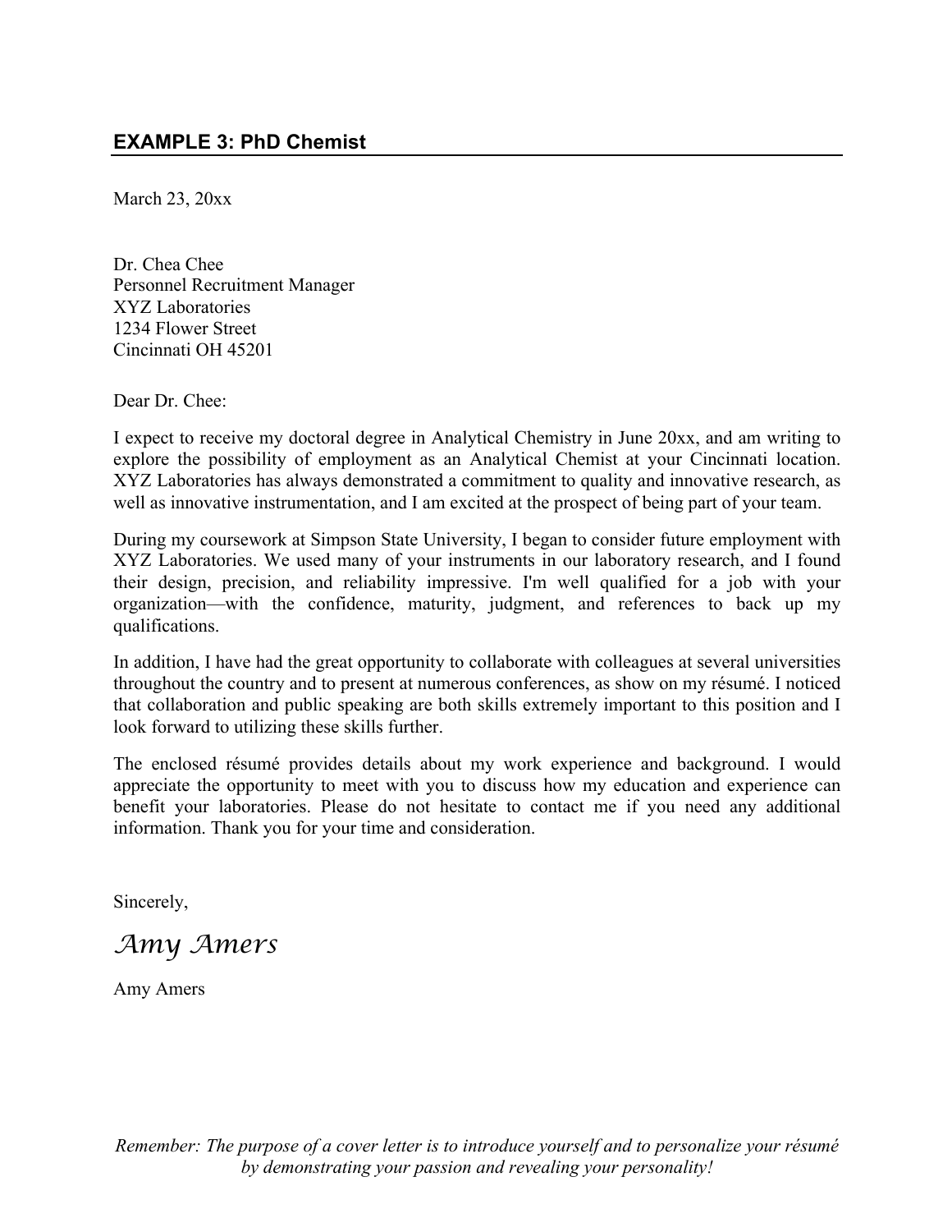## EXAMPLE 3: PhD Chemist

March 23, 20xx

Dr. Chea Chee
Personnel Recruitment Manager
XYZ Laboratories
1234 Flower Street
Cincinnati OH 45201

Dear Dr. Chee:

I expect to receive my doctoral degree in Analytical Chemistry in June 20xx, and am writing to explore the possibility of employment as an Analytical Chemist at your Cincinnati location. XYZ Laboratories has always demonstrated a commitment to quality and innovative research, as well as innovative instrumentation, and I am excited at the prospect of being part of your team.

During my coursework at Simpson State University, I began to consider future employment with XYZ Laboratories. We used many of your instruments in our laboratory research, and I found their design, precision, and reliability impressive. I'm well qualified for a job with your organization—with the confidence, maturity, judgment, and references to back up my qualifications.

In addition, I have had the great opportunity to collaborate with colleagues at several universities throughout the country and to present at numerous conferences, as show on my résumé. I noticed that collaboration and public speaking are both skills extremely important to this position and I look forward to utilizing these skills further.

The enclosed résumé provides details about my work experience and background. I would appreciate the opportunity to meet with you to discuss how my education and experience can benefit your laboratories. Please do not hesitate to contact me if you need any additional information. Thank you for your time and consideration.

Sincerely,

*Amy Amers*

Amy Amers

*Remember: The purpose of a cover letter is to introduce yourself and to personalize your résumé by demonstrating your passion and revealing your personality!*